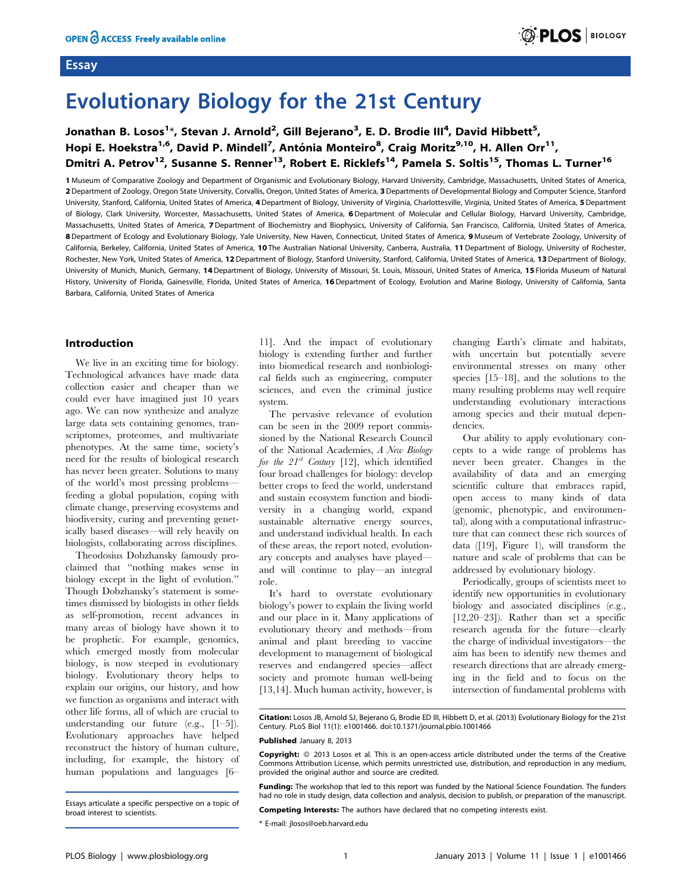Essay

# Evolutionary Biology for the 21st Century

**Jonathan B. Losos[1]*, Stevan J. Arnold[2], Gill Bejerano[3], E. D. Brodie III[4], David Hibbett[5], Hopi E. Hoekstra[1,6], David P. Mindell[7], Antónia Monteiro[8], Craig Moritz[9,10], H. Allen Orr[11], Dmitri A. Petrov[12], Susanne S. Renner[13], Robert E. Ricklefs[14], Pamela S. Soltis[15], Thomas L. Turner[16]**

**1** Museum of Comparative Zoology and Department of Organismic and Evolutionary Biology, Harvard University, Cambridge, Massachusetts, United States of America, **2** Department of Zoology, Oregon State University, Corvallis, Oregon, United States of America, **3** Departments of Developmental Biology and Computer Science, Stanford University, Stanford, California, United States of America, **4** Department of Biology, University of Virginia, Charlottesville, Virginia, United States of America, **5** Department of Biology, Clark University, Worcester, Massachusetts, United States of America, **6** Department of Molecular and Cellular Biology, Harvard University, Cambridge, Massachusetts, United States of America, **7** Department of Biochemistry and Biophysics, University of California, San Francisco, California, United States of America, **8** Department of Ecology and Evolutionary Biology, Yale University, New Haven, Connecticut, United States of America, **9** Museum of Vertebrate Zoology, University of California, Berkeley, California, United States of America, **10** The Australian National University, Canberra, Australia, **11** Department of Biology, University of Rochester, Rochester, New York, United States of America, **12** Department of Biology, Stanford University, Stanford, California, United States of America, **13** Department of Biology, University of Munich, Munich, Germany, **14** Department of Biology, University of Missouri, St. Louis, Missouri, United States of America, **15** Florida Museum of Natural History, University of Florida, Gainesville, Florida, United States of America, **16** Department of Ecology, Evolution and Marine Biology, University of California, Santa Barbara, California, United States of America

## Introduction

We live in an exciting time for biology. Technological advances have made data collection easier and cheaper than we could ever have imagined just 10 years ago. We can now synthesize and analyze large data sets containing genomes, transcriptomes, proteomes, and multivariate phenotypes. At the same time, society's need for the results of biological research has never been greater. Solutions to many of the world's most pressing problems—feeding a global population, coping with climate change, preserving ecosystems and biodiversity, curing and preventing genetically based diseases—will rely heavily on biologists, collaborating across disciplines.

Theodosius Dobzhansky famously proclaimed that "nothing makes sense in biology except in the light of evolution." Though Dobzhansky's statement is sometimes dismissed by biologists in other fields as self-promotion, recent advances in many areas of biology have shown it to be prophetic. For example, genomics, which emerged mostly from molecular biology, is now steeped in evolutionary biology. Evolutionary theory helps to explain our origins, our history, and how we function as organisms and interact with other life forms, all of which are crucial to understanding our future (e.g., [1–5]). Evolutionary approaches have helped reconstruct the history of human culture, including, for example, the history of human populations and languages [6–11]. And the impact of evolutionary biology is extending further and further into biomedical research and nonbiological fields such as engineering, computer sciences, and even the criminal justice system.

The pervasive relevance of evolution can be seen in the 2009 report commissioned by the National Research Council of the National Academies, *A New Biology for the 21st Century* [12], which identified four broad challenges for biology: develop better crops to feed the world, understand and sustain ecosystem function and biodiversity in a changing world, expand sustainable alternative energy sources, and understand individual health. In each of these areas, the report noted, evolutionary concepts and analyses have played—and will continue to play—an integral role.

It's hard to overstate evolutionary biology's power to explain the living world and our place in it. Many applications of evolutionary theory and methods—from animal and plant breeding to vaccine development to management of biological reserves and endangered species—affect society and promote human well-being [13,14]. Much human activity, however, is changing Earth's climate and habitats, with uncertain but potentially severe environmental stresses on many other species [15–18], and the solutions to the many resulting problems may well require understanding evolutionary interactions among species and their mutual dependencies.

Our ability to apply evolutionary concepts to a wide range of problems has never been greater. Changes in the availability of data and an emerging scientific culture that embraces rapid, open access to many kinds of data (genomic, phenotypic, and environmental), along with a computational infrastructure that can connect these rich sources of data ([19], Figure 1), will transform the nature and scale of problems that can be addressed by evolutionary biology.

Periodically, groups of scientists meet to identify new opportunities in evolutionary biology and associated disciplines (e.g., [12,20–23]). Rather than set a specific research agenda for the future—clearly the charge of individual investigators—the aim has been to identify new themes and research directions that are already emerging in the field and to focus on the intersection of fundamental problems with

Essays articulate a specific perspective on a topic of broad interest to scientists.

**Citation:** Losos JB, Arnold SJ, Bejerano G, Brodie ED III, Hibbett D, et al. (2013) Evolutionary Biology for the 21st Century. PLoS Biol 11(1): e1001466. doi:10.1371/journal.pbio.1001466

**Published** January 8, 2013

**Copyright:** © 2013 Losos et al. This is an open-access article distributed under the terms of the Creative Commons Attribution License, which permits unrestricted use, distribution, and reproduction in any medium, provided the original author and source are credited.

**Funding:** The workshop that led to this report was funded by the National Science Foundation. The funders had no role in study design, data collection and analysis, decision to publish, or preparation of the manuscript.

**Competing Interests:** The authors have declared that no competing interests exist.

* E-mail: jlosos@oeb.harvard.edu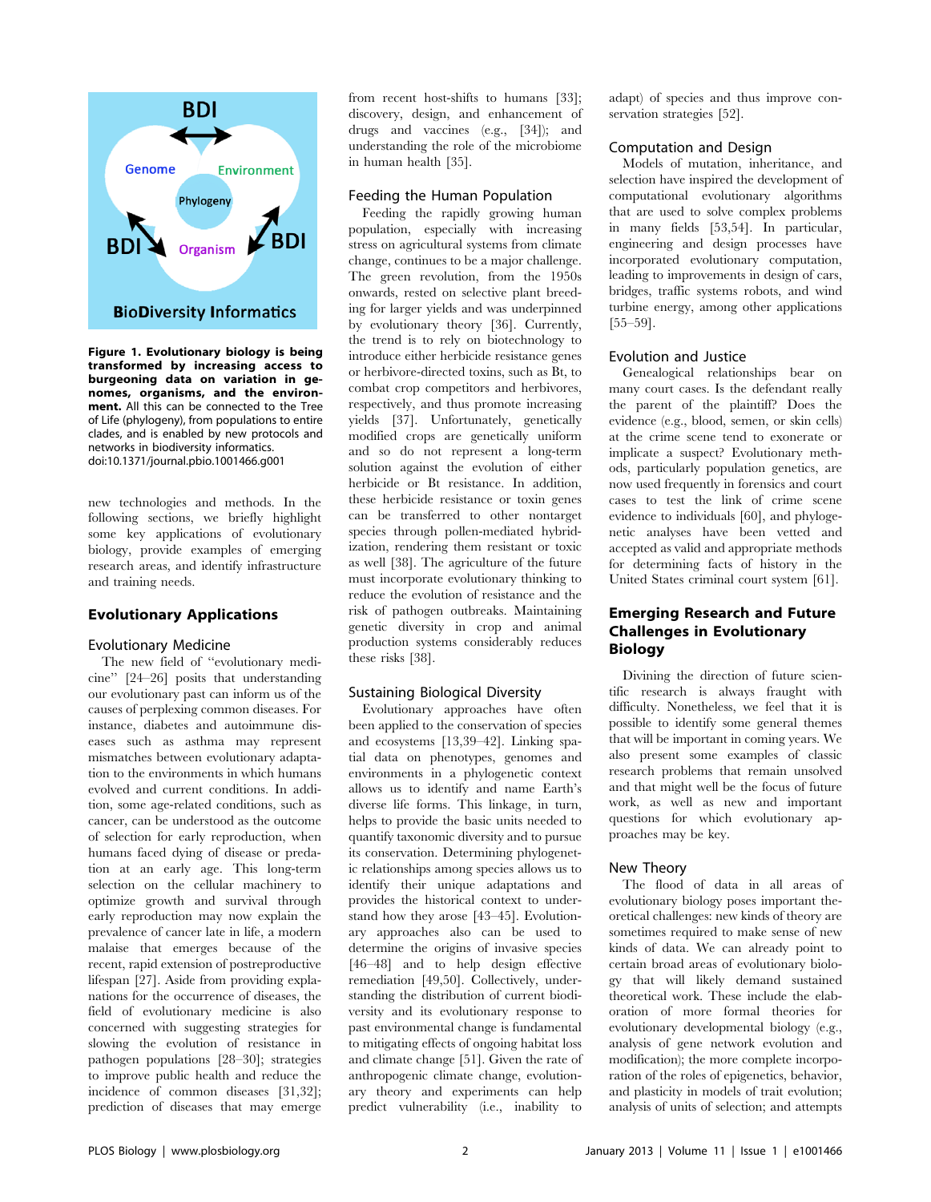**Figure 1. Evolutionary biology is being transformed by increasing access to burgeoning data on variation in genomes, organisms, and the environment.** All this can be connected to the Tree of Life (phylogeny), from populations to entire clades, and is enabled by new protocols and networks in biodiversity informatics.
doi:10.1371/journal.pbio.1001466.g001

new technologies and methods. In the following sections, we briefly highlight some key applications of evolutionary biology, provide examples of emerging research areas, and identify infrastructure and training needs.

## Evolutionary Applications

### Evolutionary Medicine

The new field of "evolutionary medicine" [24–26] posits that understanding our evolutionary past can inform us of the causes of perplexing common diseases. For instance, diabetes and autoimmune diseases such as asthma may represent mismatches between evolutionary adaptation to the environments in which humans evolved and current conditions. In addition, some age-related conditions, such as cancer, can be understood as the outcome of selection for early reproduction, when humans faced dying of disease or predation at an early age. This long-term selection on the cellular machinery to optimize growth and survival through early reproduction may now explain the prevalence of cancer late in life, a modern malaise that emerges because of the recent, rapid extension of postreproductive lifespan [27]. Aside from providing explanations for the occurrence of diseases, the field of evolutionary medicine is also concerned with suggesting strategies for slowing the evolution of resistance in pathogen populations [28–30]; strategies to improve public health and reduce the incidence of common diseases [31,32]; prediction of diseases that may emerge from recent host-shifts to humans [33]; discovery, design, and enhancement of drugs and vaccines (e.g., [34]); and understanding the role of the microbiome in human health [35].

### Feeding the Human Population

Feeding the rapidly growing human population, especially with increasing stress on agricultural systems from climate change, continues to be a major challenge. The green revolution, from the 1950s onwards, rested on selective plant breeding for larger yields and was underpinned by evolutionary theory [36]. Currently, the trend is to rely on biotechnology to introduce either herbicide resistance genes or herbivore-directed toxins, such as Bt, to combat crop competitors and herbivores, respectively, and thus promote increasing yields [37]. Unfortunately, genetically modified crops are genetically uniform and so do not represent a long-term solution against the evolution of either herbicide or Bt resistance. In addition, these herbicide resistance or toxin genes can be transferred to other nontarget species through pollen-mediated hybridization, rendering them resistant or toxic as well [38]. The agriculture of the future must incorporate evolutionary thinking to reduce the evolution of resistance and the risk of pathogen outbreaks. Maintaining genetic diversity in crop and animal production systems considerably reduces these risks [38].

### Sustaining Biological Diversity

Evolutionary approaches have often been applied to the conservation of species and ecosystems [13,39–42]. Linking spatial data on phenotypes, genomes and environments in a phylogenetic context allows us to identify and name Earth's diverse life forms. This linkage, in turn, helps to provide the basic units needed to quantify taxonomic diversity and to pursue its conservation. Determining phylogenetic relationships among species allows us to identify their unique adaptations and provides the historical context to understand how they arose [43–45]. Evolutionary approaches also can be used to determine the origins of invasive species [46–48] and to help design effective remediation [49,50]. Collectively, understanding the distribution of current biodiversity and its evolutionary response to past environmental change is fundamental to mitigating effects of ongoing habitat loss and climate change [51]. Given the rate of anthropogenic climate change, evolutionary theory and experiments can help predict vulnerability (i.e., inability to adapt) of species and thus improve conservation strategies [52].

### Computation and Design

Models of mutation, inheritance, and selection have inspired the development of computational evolutionary algorithms that are used to solve complex problems in many fields [53,54]. In particular, engineering and design processes have incorporated evolutionary computation, leading to improvements in design of cars, bridges, traffic systems robots, and wind turbine energy, among other applications [55–59].

### Evolution and Justice

Genealogical relationships bear on many court cases. Is the defendant really the parent of the plaintiff? Does the evidence (e.g., blood, semen, or skin cells) at the crime scene tend to exonerate or implicate a suspect? Evolutionary methods, particularly population genetics, are now used frequently in forensics and court cases to test the link of crime scene evidence to individuals [60], and phylogenetic analyses have been vetted and accepted as valid and appropriate methods for determining facts of history in the United States criminal court system [61].

## Emerging Research and Future Challenges in Evolutionary Biology

Divining the direction of future scientific research is always fraught with difficulty. Nonetheless, we feel that it is possible to identify some general themes that will be important in coming years. We also present some examples of classic research problems that remain unsolved and that might well be the focus of future work, as well as new and important questions for which evolutionary approaches may be key.

### New Theory

The flood of data in all areas of evolutionary biology poses important theoretical challenges: new kinds of theory are sometimes required to make sense of new kinds of data. We can already point to certain broad areas of evolutionary biology that will likely demand sustained theoretical work. These include the elaboration of more formal theories for evolutionary developmental biology (e.g., analysis of gene network evolution and modification); the more complete incorporation of the roles of epigenetics, behavior, and plasticity in models of trait evolution; analysis of units of selection; and attempts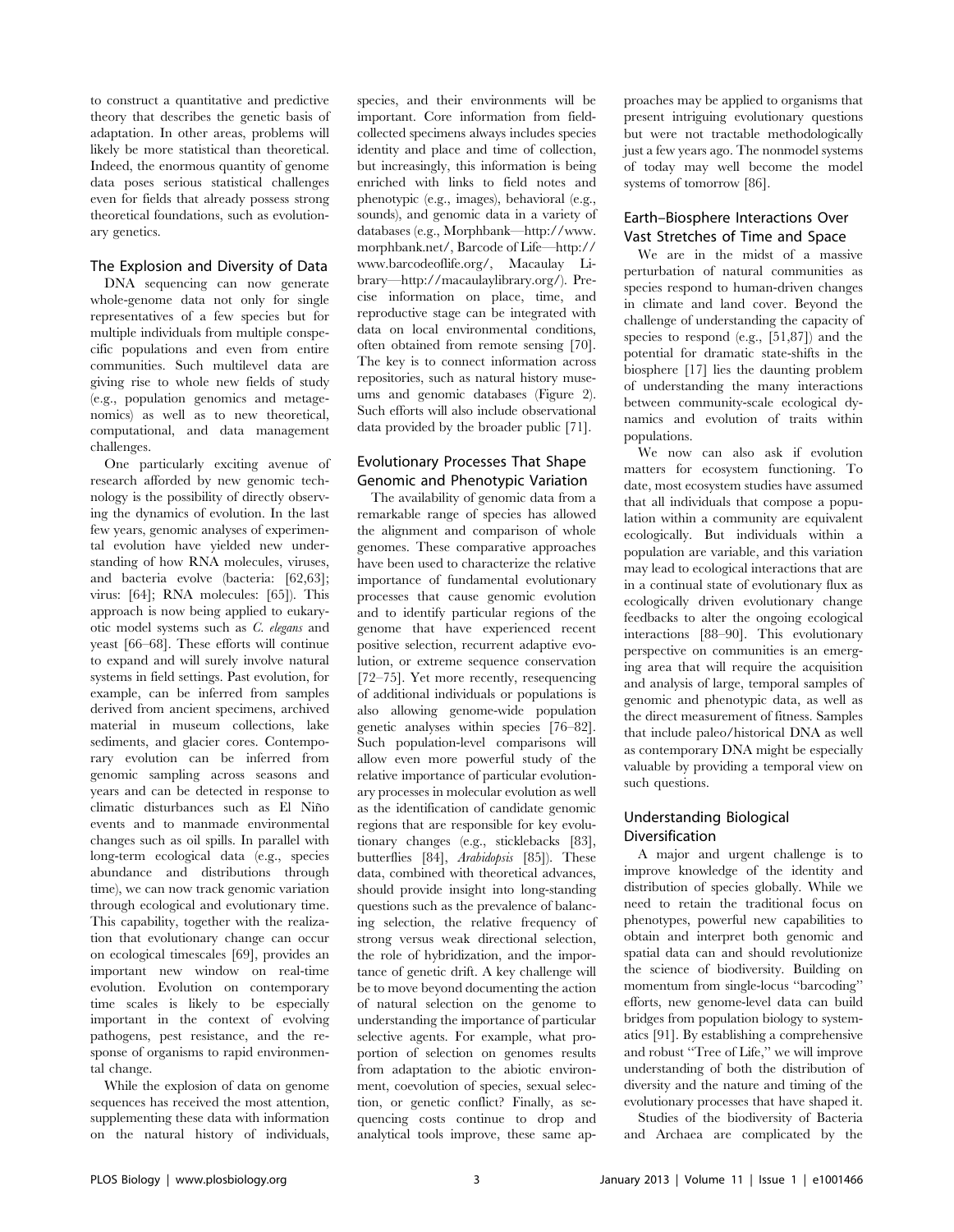to construct a quantitative and predictive theory that describes the genetic basis of adaptation. In other areas, problems will likely be more statistical than theoretical. Indeed, the enormous quantity of genome data poses serious statistical challenges even for fields that already possess strong theoretical foundations, such as evolutionary genetics.

## The Explosion and Diversity of Data

DNA sequencing can now generate whole-genome data not only for single representatives of a few species but for multiple individuals from multiple conspecific populations and even from entire communities. Such multilevel data are giving rise to whole new fields of study (e.g., population genomics and metagenomics) as well as to new theoretical, computational, and data management challenges.

One particularly exciting avenue of research afforded by new genomic technology is the possibility of directly observing the dynamics of evolution. In the last few years, genomic analyses of experimental evolution have yielded new understanding of how RNA molecules, viruses, and bacteria evolve (bacteria: [62,63]; virus: [64]; RNA molecules: [65]). This approach is now being applied to eukaryotic model systems such as *C. elegans* and yeast [66–68]. These efforts will continue to expand and will surely involve natural systems in field settings. Past evolution, for example, can be inferred from samples derived from ancient specimens, archived material in museum collections, lake sediments, and glacier cores. Contemporary evolution can be inferred from genomic sampling across seasons and years and can be detected in response to climatic disturbances such as El Niño events and to manmade environmental changes such as oil spills. In parallel with long-term ecological data (e.g., species abundance and distributions through time), we can now track genomic variation through ecological and evolutionary time. This capability, together with the realization that evolutionary change can occur on ecological timescales [69], provides an important new window on real-time evolution. Evolution on contemporary time scales is likely to be especially important in the context of evolving pathogens, pest resistance, and the response of organisms to rapid environmental change.

While the explosion of data on genome sequences has received the most attention, supplementing these data with information on the natural history of individuals, species, and their environments will be important. Core information from field-collected specimens always includes species identity and place and time of collection, but increasingly, this information is being enriched with links to field notes and phenotypic (e.g., images), behavioral (e.g., sounds), and genomic data in a variety of databases (e.g., Morphbank—http://www.morphbank.net/, Barcode of Life—http://www.barcodeoflife.org/, Macaulay Library—http://macaulaylibrary.org/). Precise information on place, time, and reproductive stage can be integrated with data on local environmental conditions, often obtained from remote sensing [70]. The key is to connect information across repositories, such as natural history museums and genomic databases (Figure 2). Such efforts will also include observational data provided by the broader public [71].

## Evolutionary Processes That Shape Genomic and Phenotypic Variation

The availability of genomic data from a remarkable range of species has allowed the alignment and comparison of whole genomes. These comparative approaches have been used to characterize the relative importance of fundamental evolutionary processes that cause genomic evolution and to identify particular regions of the genome that have experienced recent positive selection, recurrent adaptive evolution, or extreme sequence conservation [72–75]. Yet more recently, resequencing of additional individuals or populations is also allowing genome-wide population genetic analyses within species [76–82]. Such population-level comparisons will allow even more powerful study of the relative importance of particular evolutionary processes in molecular evolution as well as the identification of candidate genomic regions that are responsible for key evolutionary changes (e.g., sticklebacks [83], butterflies [84], *Arabidopsis* [85]). These data, combined with theoretical advances, should provide insight into long-standing questions such as the prevalence of balancing selection, the relative frequency of strong versus weak directional selection, the role of hybridization, and the importance of genetic drift. A key challenge will be to move beyond documenting the action of natural selection on the genome to understanding the importance of particular selective agents. For example, what proportion of selection on genomes results from adaptation to the abiotic environment, coevolution of species, sexual selection, or genetic conflict? Finally, as sequencing costs continue to drop and analytical tools improve, these same approaches may be applied to organisms that present intriguing evolutionary questions but were not tractable methodologically just a few years ago. The nonmodel systems of today may well become the model systems of tomorrow [86].

## Earth–Biosphere Interactions Over Vast Stretches of Time and Space

We are in the midst of a massive perturbation of natural communities as species respond to human-driven changes in climate and land cover. Beyond the challenge of understanding the capacity of species to respond (e.g., [51,87]) and the potential for dramatic state-shifts in the biosphere [17] lies the daunting problem of understanding the many interactions between community-scale ecological dynamics and evolution of traits within populations.

We now can also ask if evolution matters for ecosystem functioning. To date, most ecosystem studies have assumed that all individuals that compose a population within a community are equivalent ecologically. But individuals within a population are variable, and this variation may lead to ecological interactions that are in a continual state of evolutionary flux as ecologically driven evolutionary change feedbacks to alter the ongoing ecological interactions [88–90]. This evolutionary perspective on communities is an emerging area that will require the acquisition and analysis of large, temporal samples of genomic and phenotypic data, as well as the direct measurement of fitness. Samples that include paleo/historical DNA as well as contemporary DNA might be especially valuable by providing a temporal view on such questions.

## Understanding Biological Diversification

A major and urgent challenge is to improve knowledge of the identity and distribution of species globally. While we need to retain the traditional focus on phenotypes, powerful new capabilities to obtain and interpret both genomic and spatial data can and should revolutionize the science of biodiversity. Building on momentum from single-locus "barcoding" efforts, new genome-level data can build bridges from population biology to systematics [91]. By establishing a comprehensive and robust "Tree of Life," we will improve understanding of both the distribution of diversity and the nature and timing of the evolutionary processes that have shaped it.

Studies of the biodiversity of Bacteria and Archaea are complicated by the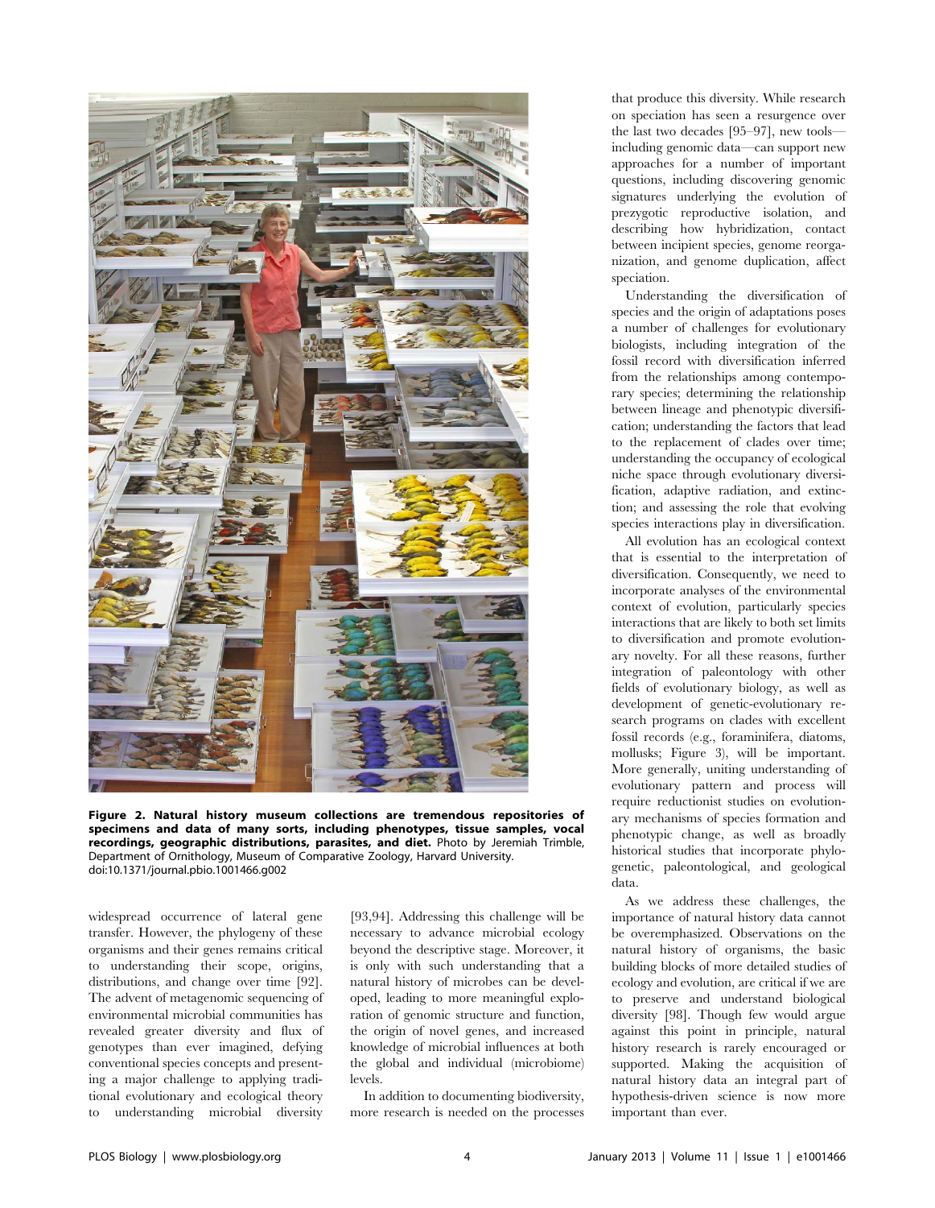**Figure 2. Natural history museum collections are tremendous repositories of specimens and data of many sorts, including phenotypes, tissue samples, vocal recordings, geographic distributions, parasites, and diet.** Photo by Jeremiah Trimble, Department of Ornithology, Museum of Comparative Zoology, Harvard University. doi:10.1371/journal.pbio.1001466.g002

widespread occurrence of lateral gene transfer. However, the phylogeny of these organisms and their genes remains critical to understanding their scope, origins, distributions, and change over time [92]. The advent of metagenomic sequencing of environmental microbial communities has revealed greater diversity and flux of genotypes than ever imagined, defying conventional species concepts and presenting a major challenge to applying traditional evolutionary and ecological theory to understanding microbial diversity [93,94]. Addressing this challenge will be necessary to advance microbial ecology beyond the descriptive stage. Moreover, it is only with such understanding that a natural history of microbes can be developed, leading to more meaningful exploration of genomic structure and function, the origin of novel genes, and increased knowledge of microbial influences at both the global and individual (microbiome) levels.

In addition to documenting biodiversity, more research is needed on the processes that produce this diversity. While research on speciation has seen a resurgence over the last two decades [95–97], new tools—including genomic data—can support new approaches for a number of important questions, including discovering genomic signatures underlying the evolution of prezygotic reproductive isolation, and describing how hybridization, contact between incipient species, genome reorganization, and genome duplication, affect speciation.

Understanding the diversification of species and the origin of adaptations poses a number of challenges for evolutionary biologists, including integration of the fossil record with diversification inferred from the relationships among contemporary species; determining the relationship between lineage and phenotypic diversification; understanding the factors that lead to the replacement of clades over time; understanding the occupancy of ecological niche space through evolutionary diversification, adaptive radiation, and extinction; and assessing the role that evolving species interactions play in diversification.

All evolution has an ecological context that is essential to the interpretation of diversification. Consequently, we need to incorporate analyses of the environmental context of evolution, particularly species interactions that are likely to both set limits to diversification and promote evolutionary novelty. For all these reasons, further integration of paleontology with other fields of evolutionary biology, as well as development of genetic-evolutionary research programs on clades with excellent fossil records (e.g., foraminifera, diatoms, mollusks; Figure 3), will be important. More generally, uniting understanding of evolutionary pattern and process will require reductionist studies on evolutionary mechanisms of species formation and phenotypic change, as well as broadly historical studies that incorporate phylogenetic, paleontological, and geological data.

As we address these challenges, the importance of natural history data cannot be overemphasized. Observations on the natural history of organisms, the basic building blocks of more detailed studies of ecology and evolution, are critical if we are to preserve and understand biological diversity [98]. Though few would argue against this point in principle, natural history research is rarely encouraged or supported. Making the acquisition of natural history data an integral part of hypothesis-driven science is now more important than ever.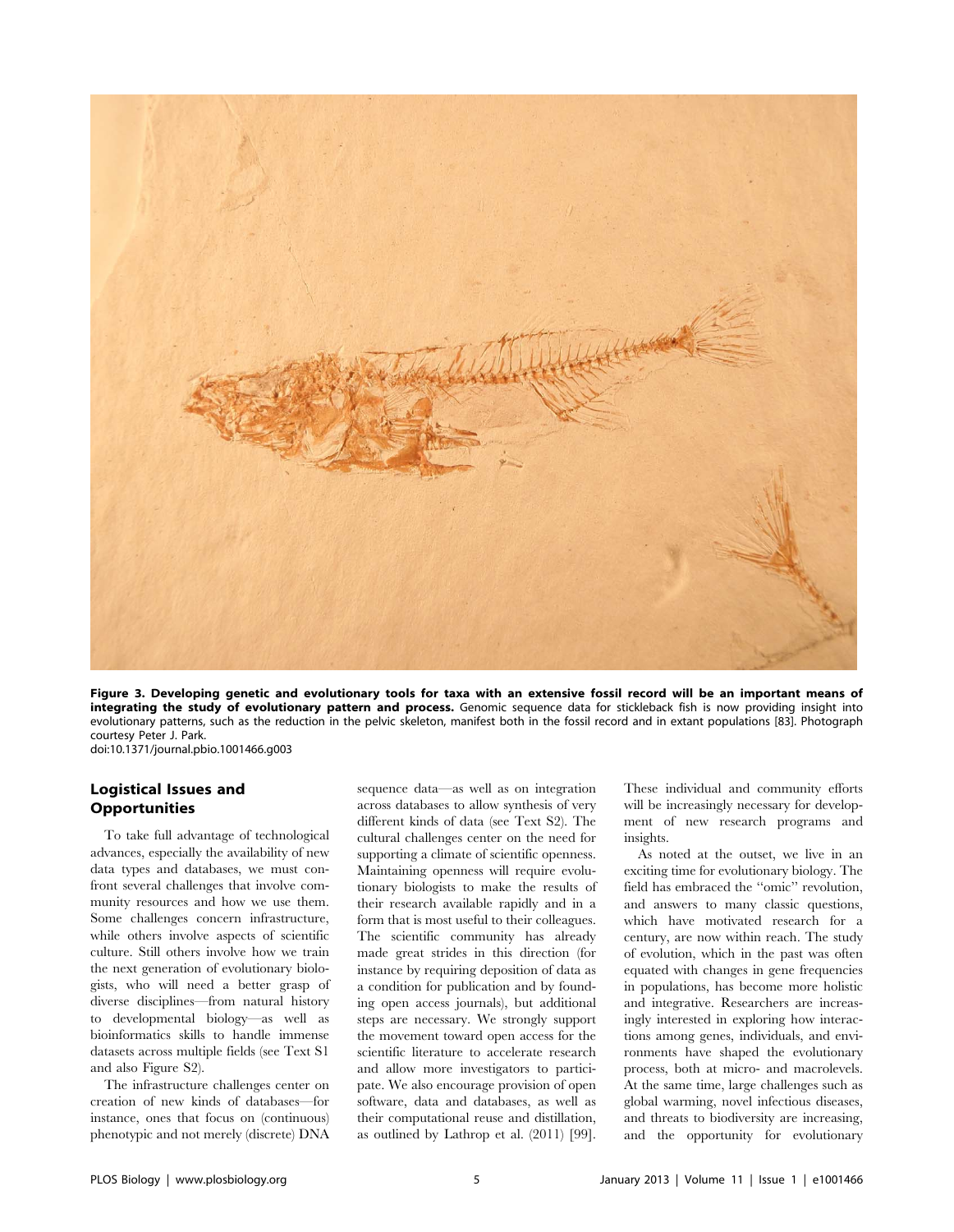**Figure 3. Developing genetic and evolutionary tools for taxa with an extensive fossil record will be an important means of integrating the study of evolutionary pattern and process.** Genomic sequence data for stickleback fish is now providing insight into evolutionary patterns, such as the reduction in the pelvic skeleton, manifest both in the fossil record and in extant populations [83]. Photograph courtesy Peter J. Park.
doi:10.1371/journal.pbio.1001466.g003

## Logistical Issues and Opportunities

To take full advantage of technological advances, especially the availability of new data types and databases, we must confront several challenges that involve community resources and how we use them. Some challenges concern infrastructure, while others involve aspects of scientific culture. Still others involve how we train the next generation of evolutionary biologists, who will need a better grasp of diverse disciplines—from natural history to developmental biology—as well as bioinformatics skills to handle immense datasets across multiple fields (see Text S1 and also Figure S2).

The infrastructure challenges center on creation of new kinds of databases—for instance, ones that focus on (continuous) phenotypic and not merely (discrete) DNA sequence data—as well as on integration across databases to allow synthesis of very different kinds of data (see Text S2). The cultural challenges center on the need for supporting a climate of scientific openness. Maintaining openness will require evolutionary biologists to make the results of their research available rapidly and in a form that is most useful to their colleagues. The scientific community has already made great strides in this direction (for instance by requiring deposition of data as a condition for publication and by founding open access journals), but additional steps are necessary. We strongly support the movement toward open access for the scientific literature to accelerate research and allow more investigators to participate. We also encourage provision of open software, data and databases, as well as their computational reuse and distillation, as outlined by Lathrop et al. (2011) [99]. These individual and community efforts will be increasingly necessary for development of new research programs and insights.

As noted at the outset, we live in an exciting time for evolutionary biology. The field has embraced the "omic" revolution, and answers to many classic questions, which have motivated research for a century, are now within reach. The study of evolution, which in the past was often equated with changes in gene frequencies in populations, has become more holistic and integrative. Researchers are increasingly interested in exploring how interactions among genes, individuals, and environments have shaped the evolutionary process, both at micro- and macrolevels. At the same time, large challenges such as global warming, novel infectious diseases, and threats to biodiversity are increasing, and the opportunity for evolutionary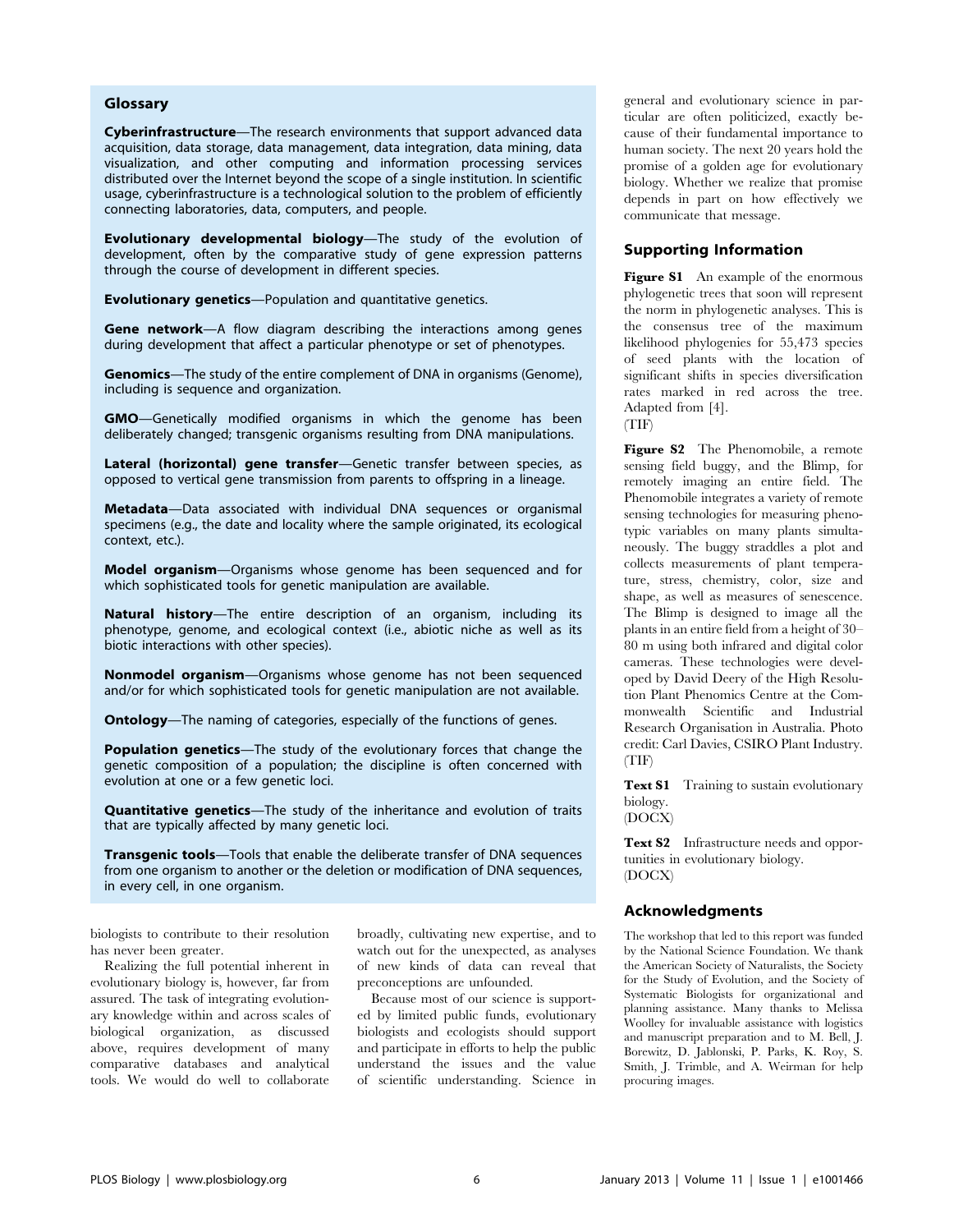## Glossary

**Cyberinfrastructure**—The research environments that support advanced data acquisition, data storage, data management, data integration, data mining, data visualization, and other computing and information processing services distributed over the Internet beyond the scope of a single institution. In scientific usage, cyberinfrastructure is a technological solution to the problem of efficiently connecting laboratories, data, computers, and people.

**Evolutionary developmental biology**—The study of the evolution of development, often by the comparative study of gene expression patterns through the course of development in different species.

**Evolutionary genetics**—Population and quantitative genetics.

**Gene network**—A flow diagram describing the interactions among genes during development that affect a particular phenotype or set of phenotypes.

**Genomics**—The study of the entire complement of DNA in organisms (Genome), including is sequence and organization.

**GMO**—Genetically modified organisms in which the genome has been deliberately changed; transgenic organisms resulting from DNA manipulations.

**Lateral (horizontal) gene transfer**—Genetic transfer between species, as opposed to vertical gene transmission from parents to offspring in a lineage.

**Metadata**—Data associated with individual DNA sequences or organismal specimens (e.g., the date and locality where the sample originated, its ecological context, etc.).

**Model organism**—Organisms whose genome has been sequenced and for which sophisticated tools for genetic manipulation are available.

**Natural history**—The entire description of an organism, including its phenotype, genome, and ecological context (i.e., abiotic niche as well as its biotic interactions with other species).

**Nonmodel organism**—Organisms whose genome has not been sequenced and/or for which sophisticated tools for genetic manipulation are not available.

**Ontology**—The naming of categories, especially of the functions of genes.

**Population genetics**—The study of the evolutionary forces that change the genetic composition of a population; the discipline is often concerned with evolution at one or a few genetic loci.

**Quantitative genetics**—The study of the inheritance and evolution of traits that are typically affected by many genetic loci.

**Transgenic tools**—Tools that enable the deliberate transfer of DNA sequences from one organism to another or the deletion or modification of DNA sequences, in every cell, in one organism.

biologists to contribute to their resolution has never been greater.

Realizing the full potential inherent in evolutionary biology is, however, far from assured. The task of integrating evolutionary knowledge within and across scales of biological organization, as discussed above, requires development of many comparative databases and analytical tools. We would do well to collaborate broadly, cultivating new expertise, and to watch out for the unexpected, as analyses of new kinds of data can reveal that preconceptions are unfounded.

Because most of our science is supported by limited public funds, evolutionary biologists and ecologists should support and participate in efforts to help the public understand the issues and the value of scientific understanding. Science in general and evolutionary science in particular are often politicized, exactly because of their fundamental importance to human society. The next 20 years hold the promise of a golden age for evolutionary biology. Whether we realize that promise depends in part on how effectively we communicate that message.

## Supporting Information

**Figure S1** An example of the enormous phylogenetic trees that soon will represent the norm in phylogenetic analyses. This is the consensus tree of the maximum likelihood phylogenies for 55,473 species of seed plants with the location of significant shifts in species diversification rates marked in red across the tree. Adapted from [4].
(TIF)

**Figure S2** The Phenomobile, a remote sensing field buggy, and the Blimp, for remotely imaging an entire field. The Phenomobile integrates a variety of remote sensing technologies for measuring phenotypic variables on many plants simultaneously. The buggy straddles a plot and collects measurements of plant temperature, stress, chemistry, color, size and shape, as well as measures of senescence. The Blimp is designed to image all the plants in an entire field from a height of 30–80 m using both infrared and digital color cameras. These technologies were developed by David Deery of the High Resolution Plant Phenomics Centre at the Commonwealth Scientific and Industrial Research Organisation in Australia. Photo credit: Carl Davies, CSIRO Plant Industry.
(TIF)

**Text S1** Training to sustain evolutionary biology.
(DOCX)

**Text S2** Infrastructure needs and opportunities in evolutionary biology.
(DOCX)

## Acknowledgments

The workshop that led to this report was funded by the National Science Foundation. We thank the American Society of Naturalists, the Society for the Study of Evolution, and the Society of Systematic Biologists for organizational and planning assistance. Many thanks to Melissa Woolley for invaluable assistance with logistics and manuscript preparation and to M. Bell, J. Borewitz, D. Jablonski, P. Parks, K. Roy, S. Smith, J. Trimble, and A. Weirman for help procuring images.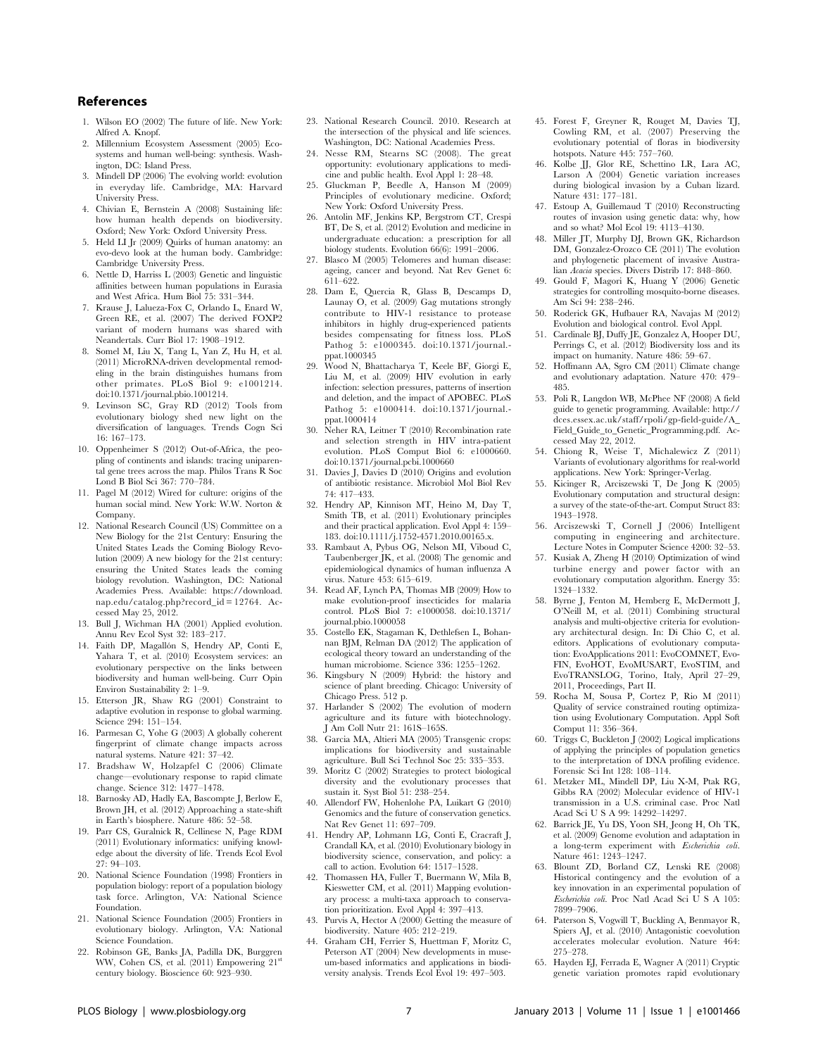## References

1. Wilson EO (2002) The future of life. New York: Alfred A. Knopf.
2. Millennium Ecosystem Assessment (2005) Ecosystems and human well-being: synthesis. Washington, DC: Island Press.
3. Mindell DP (2006) The evolving world: evolution in everyday life. Cambridge, MA: Harvard University Press.
4. Chivian E, Bernstein A (2008) Sustaining life: how human health depends on biodiversity. Oxford; New York: Oxford University Press.
5. Held LI Jr (2009) Quirks of human anatomy: an evo-devo look at the human body. Cambridge: Cambridge University Press.
6. Nettle D, Harriss L (2003) Genetic and linguistic affinities between human populations in Eurasia and West Africa. Hum Biol 75: 331–344.
7. Krause J, Lalueza-Fox C, Orlando L, Enard W, Green RE, et al. (2007) The derived FOXP2 variant of modern humans was shared with Neandertals. Curr Biol 17: 1908–1912.
8. Somel M, Liu X, Tang L, Yan Z, Hu H, et al. (2011) MicroRNA-driven developmental remodeling in the brain distinguishes humans from other primates. PLoS Biol 9: e1001214. doi:10.1371/journal.pbio.1001214.
9. Levinson SC, Gray RD (2012) Tools from evolutionary biology shed new light on the diversification of languages. Trends Cogn Sci 16: 167–173.
10. Oppenheimer S (2012) Out-of-Africa, the peopling of continents and islands: tracing uniparental gene trees across the map. Philos Trans R Soc Lond B Biol Sci 367: 770–784.
11. Pagel M (2012) Wired for culture: origins of the human social mind. New York: W.W. Norton & Company.
12. National Research Council (US) Committee on a New Biology for the 21st Century: Ensuring the United States Leads the Coming Biology Revolution (2009) A new biology for the 21st century: ensuring the United States leads the coming biology revolution. Washington, DC: National Academies Press. Available: https://download.nap.edu/catalog.php?record_id=12764. Accessed May 25, 2012.
13. Bull J, Wichman HA (2001) Applied evolution. Annu Rev Ecol Syst 32: 183–217.
14. Faith DP, Magallón S, Hendry AP, Conti E, Yahara T, et al. (2010) Ecosystem services: an evolutionary perspective on the links between biodiversity and human well-being. Curr Opin Environ Sustainability 2: 1–9.
15. Etterson JR, Shaw RG (2001) Constraint to adaptive evolution in response to global warming. Science 294: 151–154.
16. Parmesan C, Yohe G (2003) A globally coherent fingerprint of climate change impacts across natural systems. Nature 421: 37–42.
17. Bradshaw W, Holzapfel C (2006) Climate change—evolutionary response to rapid climate change. Science 312: 1477–1478.
18. Barnosky AD, Hadly EA, Bascompte J, Berlow E, Brown JH, et al. (2012) Approaching a state-shift in Earth's biosphere. Nature 486: 52–58.
19. Parr CS, Guralnick R, Cellinese N, Page RDM (2011) Evolutionary informatics: unifying knowledge about the diversity of life. Trends Ecol Evol 27: 94–103.
20. National Science Foundation (1998) Frontiers in population biology: report of a population biology task force. Arlington, VA: National Science Foundation.
21. National Science Foundation (2005) Frontiers in evolutionary biology. Arlington, VA: National Science Foundation.
22. Robinson GE, Banks JA, Padilla DK, Burggren WW, Cohen CS, et al. (2011) Empowering 21st century biology. Bioscience 60: 923–930.
23. National Research Council. 2010. Research at the intersection of the physical and life sciences. Washington, DC: National Academies Press.
24. Nesse RM, Stearns SC (2008). The great opportunity: evolutionary applications to medicine and public health. Evol Appl 1: 28–48.
25. Gluckman P, Beedle A, Hanson M (2009) Principles of evolutionary medicine. Oxford; New York: Oxford University Press.
26. Antolin MF, Jenkins KP, Bergstrom CT, Crespi BT, De S, et al. (2012) Evolution and medicine in undergraduate education: a prescription for all biology students. Evolution 66(6): 1991–2006.
27. Blasco M (2005) Telomeres and human disease: ageing, cancer and beyond. Nat Rev Genet 6: 611–622.
28. Dam E, Quercia R, Glass B, Descamps D, Launay O, et al. (2009) Gag mutations strongly contribute to HIV-1 resistance to protease inhibitors in highly drug-experienced patients besides compensating for fitness loss. PLoS Pathog 5: e1000345. doi:10.1371/journal.ppat.1000345
29. Wood N, Bhattacharya T, Keele BF, Giorgi E, Liu M, et al. (2009) HIV evolution in early infection: selection pressures, patterns of insertion and deletion, and the impact of APOBEC. PLoS Pathog 5: e1000414. doi:10.1371/journal.ppat.1000414
30. Neher RA, Leitner T (2010) Recombination rate and selection strength in HIV intra-patient evolution. PLoS Comput Biol 6: e1000660. doi:10.1371/journal.pcbi.1000660
31. Davies J, Davies D (2010) Origins and evolution of antibiotic resistance. Microbiol Mol Biol Rev 74: 417–433.
32. Hendry AP, Kinnison MT, Heino M, Day T, Smith TB, et al. (2011) Evolutionary principles and their practical application. Evol Appl 4: 159–183. doi:10.1111/j.1752-4571.2010.00165.x.
33. Rambaut A, Pybus OG, Nelson MI, Viboud C, Taubenberger JK, et al. (2008) The genomic and epidemiological dynamics of human influenza A virus. Nature 453: 615–619.
34. Read AF, Lynch PA, Thomas MB (2009) How to make evolution-proof insecticides for malaria control. PLoS Biol 7: e1000058. doi:10.1371/journal.pbio.1000058
35. Costello EK, Stagaman K, Dethlefsen L, Bohannan BJM, Relman DA (2012) The application of ecological theory toward an understanding of the human microbiome. Science 336: 1255–1262.
36. Kingsbury N (2009) Hybrid: the history and science of plant breeding. Chicago: University of Chicago Press. 512 p.
37. Harlander S (2002) The evolution of modern agriculture and its future with biotechnology. J Am Coll Nutr 21: 161S–165S.
38. Garcia MA, Altieri MA (2005) Transgenic crops: implications for biodiversity and sustainable agriculture. Bull Sci Technol Soc 25: 335–353.
39. Moritz C (2002) Strategies to protect biological diversity and the evolutionary processes that sustain it. Syst Biol 51: 238–254.
40. Allendorf FW, Hohenlohe PA, Luikart G (2010) Genomics and the future of conservation genetics. Nat Rev Genet 11: 697–709.
41. Hendry AP, Lohmann LG, Conti E, Cracraft J, Crandall KA, et al. (2010) Evolutionary biology in biodiversity science, conservation, and policy: a call to action. Evolution 64: 1517–1528.
42. Thomassen HA, Fuller T, Buermann W, Mila B, Kieswetter CM, et al. (2011) Mapping evolutionary process: a multi-taxa approach to conservation prioritization. Evol Appl 4: 397–413.
43. Purvis A, Hector A (2000) Getting the measure of biodiversity. Nature 405: 212–219.
44. Graham CH, Ferrier S, Huettman F, Moritz C, Peterson AT (2004) New developments in museum-based informatics and applications in biodiversity analysis. Trends Ecol Evol 19: 497–503.
45. Forest F, Greyner R, Rouget M, Davies TJ, Cowling RM, et al. (2007) Preserving the evolutionary potential of floras in biodiversity hotspots. Nature 445: 757–760.
46. Kolbe JJ, Glor RE, Schettino LR, Lara AC, Larson A (2004) Genetic variation increases during biological invasion by a Cuban lizard. Nature 431: 177–181.
47. Estoup A, Guillemaud T (2010) Reconstructing routes of invasion using genetic data: why, how and so what? Mol Ecol 19: 4113–4130.
48. Miller JT, Murphy DJ, Brown GK, Richardson DM, Gonzalez-Orozco CE (2011) The evolution and phylogenetic placement of invasive Australian *Acacia* species. Divers Distrib 17: 848–860.
49. Gould F, Magori K, Huang Y (2006) Genetic strategies for controlling mosquito-borne diseases. Am Sci 94: 238–246.
50. Roderick GK, Hufbauer RA, Navajas M (2012) Evolution and biological control. Evol Appl.
51. Cardinale BJ, Duffy JE, Gonzalez A, Hooper DU, Perrings C, et al. (2012) Biodiversity loss and its impact on humanity. Nature 486: 59–67.
52. Hoffmann AA, Sgro CM (2011) Climate change and evolutionary adaptation. Nature 470: 479–485.
53. Poli R, Langdon WB, McPhee NF (2008) A field guide to genetic programming. Available: http://dces.essex.ac.uk/staff/rpoli/gp-field-guide/A_Field_Guide_to_Genetic_Programming.pdf. Accessed May 22, 2012.
54. Chiong R, Weise T, Michalewicz Z (2011) Variants of evolutionary algorithms for real-world applications. New York: Springer-Verlag.
55. Kicinger R, Arciszewski T, De Jong K (2005) Evolutionary computation and structural design: a survey of the state-of-the-art. Comput Struct 83: 1943–1978.
56. Arciszewski T, Cornell J (2006) Intelligent computing in engineering and architecture. Lecture Notes in Computer Science 4200: 32–53.
57. Kusiak A, Zheng H (2010) Optimization of wind turbine energy and power factor with an evolutionary computation algorithm. Energy 35: 1324–1332.
58. Byrne J, Fenton M, Hemberg E, McDermott J, O'Neill M, et al. (2011) Combining structural analysis and multi-objective criteria for evolutionary architectural design. In: Di Chio C, et al. editors. Applications of evolutionary computation: EvoApplications 2011: EvoCOMNET, EvoFIN, EvoHOT, EvoMUSART, EvoSTIM, and EvoTRANSLOG, Torino, Italy, April 27–29, 2011, Proceedings, Part II.
59. Rocha M, Sousa P, Cortez P, Rio M (2011) Quality of service constrained routing optimization using Evolutionary Computation. Appl Soft Comput 11: 356–364.
60. Triggs C, Buckleton J (2002) Logical implications of applying the principles of population genetics to the interpretation of DNA profiling evidence. Forensic Sci Int 128: 108–114.
61. Metzker ML, Mindell DP, Liu X-M, Ptak RG, Gibbs RA (2002) Molecular evidence of HIV-1 transmission in a U.S. criminal case. Proc Natl Acad Sci U S A 99: 14292–14297.
62. Barrick JE, Yu DS, Yoon SH, Jeong H, Oh TK, et al. (2009) Genome evolution and adaptation in a long-term experiment with *Escherichia coli*. Nature 461: 1243–1247.
63. Blount ZD, Borland CZ, Lenski RE (2008) Historical contingency and the evolution of a key innovation in an experimental population of *Escherichia coli*. Proc Natl Acad Sci U S A 105: 7899–7906.
64. Paterson S, Vogwill T, Buckling A, Benmayor R, Spiers AJ, et al. (2010) Antagonistic coevolution accelerates molecular evolution. Nature 464: 275–278.
65. Hayden EJ, Ferrada E, Wagner A (2011) Cryptic genetic variation promotes rapid evolutionary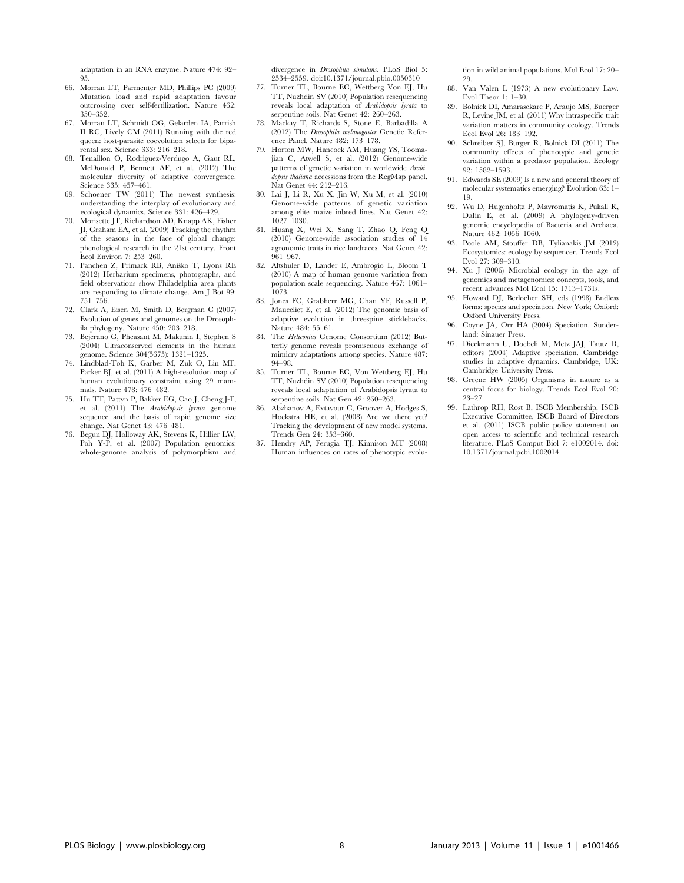adaptation in an RNA enzyme. Nature 474: 92–95.

66. Morran LT, Parmenter MD, Phillips PC (2009) Mutation load and rapid adaptation favour outcrossing over self-fertilization. Nature 462: 350–352.
67. Morran LT, Schmidt OG, Gelarden IA, Parrish II RC, Lively CM (2011) Running with the red queen: host-parasite coevolution selects for biparental sex. Science 333: 216–218.
68. Tenaillon O, Rodriguez-Verdugo A, Gaut RL, McDonald P, Bennett AF, et al. (2012) The molecular diversity of adaptive convergence. Science 335: 457–461.
69. Schoener TW (2011) The newest synthesis: understanding the interplay of evolutionary and ecological dynamics. Science 331: 426–429.
70. Morisette JT, Richardson AD, Knapp AK, Fisher JI, Graham EA, et al. (2009) Tracking the rhythm of the seasons in the face of global change: phenological research in the 21st century. Front Ecol Environ 7: 253–260.
71. Panchen Z, Primack RB, Aniško T, Lyons RE (2012) Herbarium specimens, photographs, and field observations show Philadelphia area plants are responding to climate change. Am J Bot 99: 751–756.
72. Clark A, Eisen M, Smith D, Bergman C (2007) Evolution of genes and genomes on the Drosophila phylogeny. Nature 450: 203–218.
73. Bejerano G, Pheasant M, Makunin I, Stephen S (2004) Ultraconserved elements in the human genome. Science 304(5675): 1321–1325.
74. Lindblad-Toh K, Garber M, Zuk O, Lin MF, Parker BJ, et al. (2011) A high-resolution map of human evolutionary constraint using 29 mammals. Nature 478: 476–482.
75. Hu TT, Pattyn P, Bakker EG, Cao J, Cheng J-F, et al. (2011) The *Arabidopsis lyrata* genome sequence and the basis of rapid genome size change. Nat Genet 43: 476–481.
76. Begun DJ, Holloway AK, Stevens K, Hillier LW, Poh Y-P, et al. (2007) Population genomics: whole-genome analysis of polymorphism and divergence in *Drosophila simulans*. PLoS Biol 5: 2534–2559. doi:10.1371/journal.pbio.0050310
77. Turner TL, Bourne EC, Wettberg Von EJ, Hu TT, Nuzhdin SV (2010) Population resequencing reveals local adaptation of *Arabidopsis lyrata* to serpentine soils. Nat Genet 42: 260–263.
78. Mackay T, Richards S, Stone E, Barbadilla A (2012) The *Drosophila melanogaster* Genetic Reference Panel. Nature 482: 173–178.
79. Horton MW, Hancock AM, Huang YS, Toomajian C, Atwell S, et al. (2012) Genome-wide patterns of genetic variation in worldwide *Arabidopsis thaliana* accessions from the RegMap panel. Nat Genet 44: 212–216.
80. Lai J, Li R, Xu X, Jin W, Xu M, et al. (2010) Genome-wide patterns of genetic variation among elite maize inbred lines. Nat Genet 42: 1027–1030.
81. Huang X, Wei X, Sang T, Zhao Q, Feng Q (2010) Genome-wide association studies of 14 agronomic traits in rice landraces. Nat Genet 42: 961–967.
82. Altshuler D, Lander E, Ambrogio L, Bloom T (2010) A map of human genome variation from population scale sequencing. Nature 467: 1061–1073.
83. Jones FC, Grabherr MG, Chan YF, Russell P, Mauceliet E, et al. (2012) The genomic basis of adaptive evolution in threespine sticklebacks. Nature 484: 55–61.
84. The *Heliconius* Genome Consortium (2012) Butterfly genome reveals promiscuous exchange of mimicry adaptations among species. Nature 487: 94–98.
85. Turner TL, Bourne EC, Von Wettberg EJ, Hu TT, Nuzhdin SV (2010) Population resequencing reveals local adaptation of Arabidopsis lyrata to serpentine soils. Nat Gen 42: 260–263.
86. Abzhanov A, Extavour C, Groover A, Hodges S, Hoekstra HE, et al. (2008) Are we there yet? Tracking the development of new model systems. Trends Gen 24: 353–360.
87. Hendry AP, Ferugia TJ, Kinnison MT (2008) Human influences on rates of phenotypic evolution in wild animal populations. Mol Ecol 17: 20–29.
88. Van Valen L (1973) A new evolutionary Law. Evol Theor 1: 1–30.
89. Bolnick DI, Amarasekare P, Araujo MS, Buerger R, Levine JM, et al. (2011) Why intraspecific trait variation matters in community ecology. Trends Ecol Evol 26: 183–192.
90. Schreiber SJ, Burger R, Bolnick DI (2011) The community effects of phenotypic and genetic variation within a predator population. Ecology 92: 1582–1593.
91. Edwards SE (2009) Is a new and general theory of molecular systematics emerging? Evolution 63: 1–19.
92. Wu D, Hugenholtz P, Mavromatis K, Pukall R, Dalin E, et al. (2009) A phylogeny-driven genomic encyclopedia of Bacteria and Archaea. Nature 462: 1056–1060.
93. Poole AM, Stouffer DB, Tylianakis JM (2012) Ecosystomics: ecology by sequencer. Trends Ecol Evol 27: 309–310.
94. Xu J (2006) Microbial ecology in the age of genomics and metagenomics: concepts, tools, and recent advances Mol Ecol 15: 1713–1731s.
95. Howard DJ, Berlocher SH, eds (1998) Endless forms: species and speciation. New York; Oxford: Oxford University Press.
96. Coyne JA, Orr HA (2004) Speciation. Sunderland: Sinauer Press.
97. Dieckmann U, Doebeli M, Metz JAJ, Tautz D, editors (2004) Adaptive speciation. Cambridge studies in adaptive dynamics. Cambridge, UK: Cambridge University Press.
98. Greene HW (2005) Organisms in nature as a central focus for biology. Trends Ecol Evol 20: 23–27.
99. Lathrop RH, Rost B, ISCB Membership, ISCB Executive Committee, ISCB Board of Directors et al. (2011) ISCB public policy statement on open access to scientific and technical research literature. PLoS Comput Biol 7: e1002014. doi: 10.1371/journal.pcbi.1002014